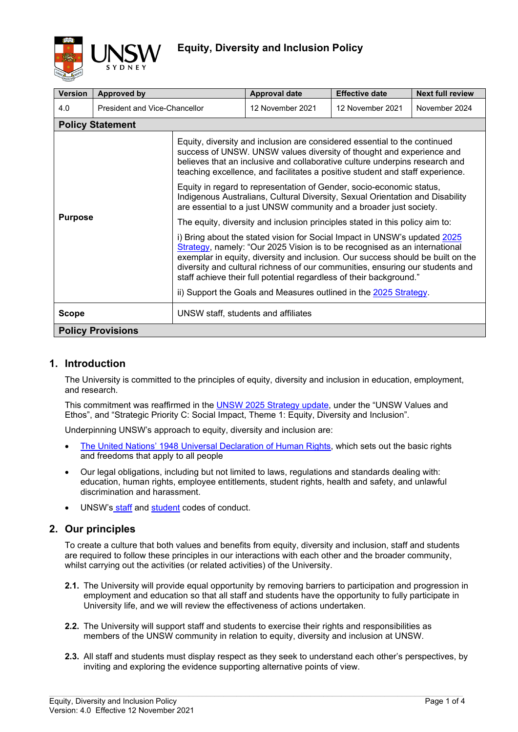# Equity, Diversity and Inclusion Policy

| Version | Approved by | Approval date | Effective date | Next full review |
|---|---|---|---|---|
| 4.0 | President and Vice-Chancellor | 12 November 2021 | 12 November 2021 | November 2024 |

## Policy Statement

| | |
|---|---|
| **Purpose** | Equity, diversity and inclusion are considered essential to the continued success of UNSW. UNSW values diversity of thought and experience and believes that an inclusive and collaborative culture underpins research and teaching excellence, and facilitates a positive student and staff experience.<br><br>Equity in regard to representation of Gender, socio-economic status, Indigenous Australians, Cultural Diversity, Sexual Orientation and Disability are essential to a just UNSW community and a broader just society.<br><br>The equity, diversity and inclusion principles stated in this policy aim to:<br><br>i) Bring about the stated vision for Social Impact in UNSW's updated 2025 Strategy, namely: "Our 2025 Vision is to be recognised as an international exemplar in equity, diversity and inclusion. Our success should be built on the diversity and cultural richness of our communities, ensuring our students and staff achieve their full potential regardless of their background."<br><br>ii) Support the Goals and Measures outlined in the 2025 Strategy. |
| **Scope** | UNSW staff, students and affiliates |

## Policy Provisions

## 1. Introduction

The University is committed to the principles of equity, diversity and inclusion in education, employment, and research.

This commitment was reaffirmed in the UNSW 2025 Strategy update, under the "UNSW Values and Ethos", and "Strategic Priority C: Social Impact, Theme 1: Equity, Diversity and Inclusion".

Underpinning UNSW's approach to equity, diversity and inclusion are:

- The United Nations' 1948 Universal Declaration of Human Rights, which sets out the basic rights and freedoms that apply to all people
- Our legal obligations, including but not limited to laws, regulations and standards dealing with: education, human rights, employee entitlements, student rights, health and safety, and unlawful discrimination and harassment.
- UNSW's staff and student codes of conduct.

## 2. Our principles

To create a culture that both values and benefits from equity, diversity and inclusion, staff and students are required to follow these principles in our interactions with each other and the broader community, whilst carrying out the activities (or related activities) of the University.

**2.1.** The University will provide equal opportunity by removing barriers to participation and progression in employment and education so that all staff and students have the opportunity to fully participate in University life, and we will review the effectiveness of actions undertaken.

**2.2.** The University will support staff and students to exercise their rights and responsibilities as members of the UNSW community in relation to equity, diversity and inclusion at UNSW.

**2.3.** All staff and students must display respect as they seek to understand each other's perspectives, by inviting and exploring the evidence supporting alternative points of view.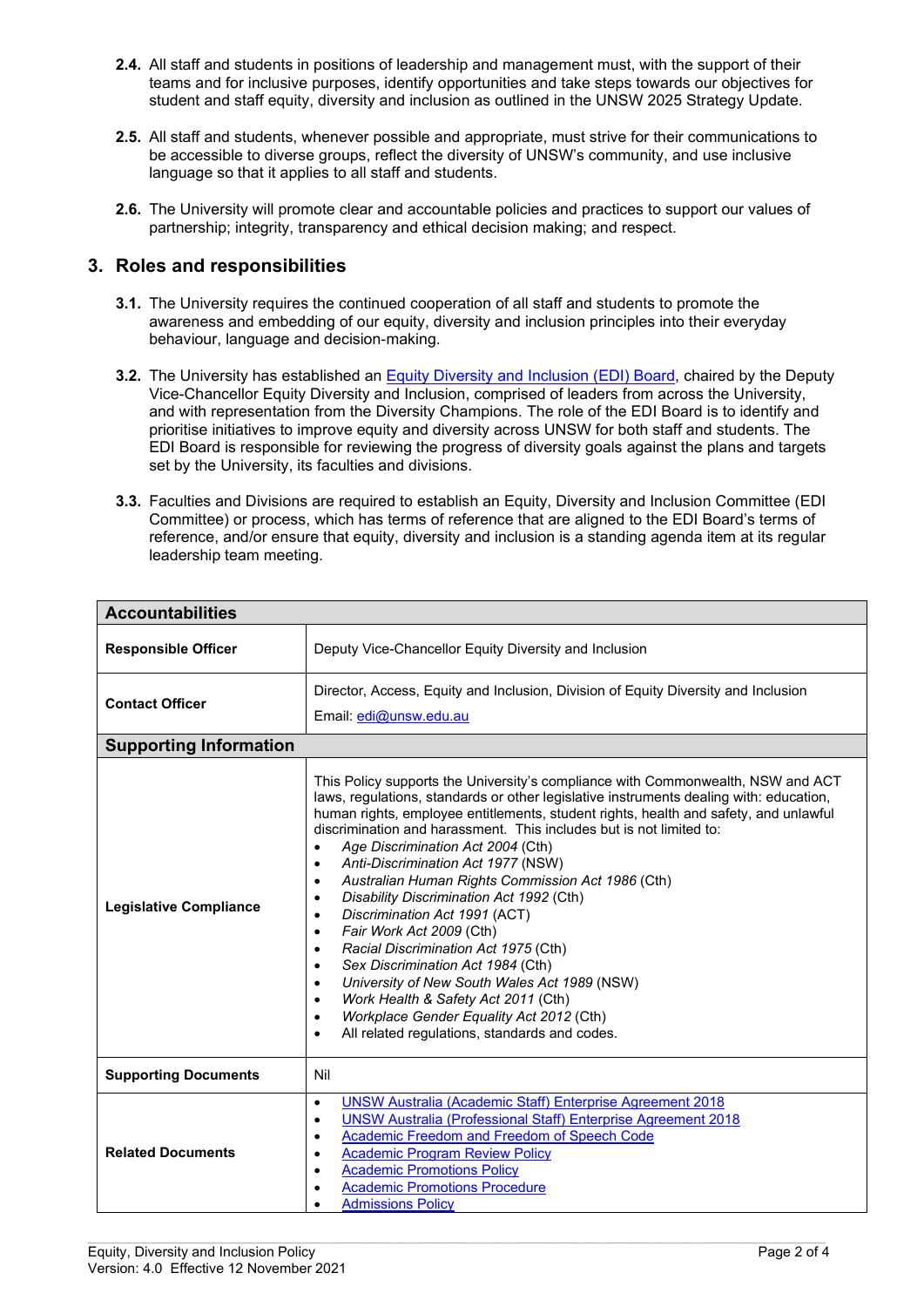**2.4.** All staff and students in positions of leadership and management must, with the support of their teams and for inclusive purposes, identify opportunities and take steps towards our objectives for student and staff equity, diversity and inclusion as outlined in the UNSW 2025 Strategy Update.

**2.5.** All staff and students, whenever possible and appropriate, must strive for their communications to be accessible to diverse groups, reflect the diversity of UNSW's community, and use inclusive language so that it applies to all staff and students.

**2.6.** The University will promote clear and accountable policies and practices to support our values of partnership; integrity, transparency and ethical decision making; and respect.

## 3. Roles and responsibilities

**3.1.** The University requires the continued cooperation of all staff and students to promote the awareness and embedding of our equity, diversity and inclusion principles into their everyday behaviour, language and decision-making.

**3.2.** The University has established an Equity Diversity and Inclusion (EDI) Board, chaired by the Deputy Vice-Chancellor Equity Diversity and Inclusion, comprised of leaders from across the University, and with representation from the Diversity Champions. The role of the EDI Board is to identify and prioritise initiatives to improve equity and diversity across UNSW for both staff and students. The EDI Board is responsible for reviewing the progress of diversity goals against the plans and targets set by the University, its faculties and divisions.

**3.3.** Faculties and Divisions are required to establish an Equity, Diversity and Inclusion Committee (EDI Committee) or process, which has terms of reference that are aligned to the EDI Board's terms of reference, and/or ensure that equity, diversity and inclusion is a standing agenda item at its regular leadership team meeting.

| **Accountabilities** | |
|---|---|
| **Responsible Officer** | Deputy Vice-Chancellor Equity Diversity and Inclusion |
| **Contact Officer** | Director, Access, Equity and Inclusion, Division of Equity Diversity and Inclusion<br>Email: edi@unsw.edu.au |
| **Supporting Information** | |
| **Legislative Compliance** | This Policy supports the University's compliance with Commonwealth, NSW and ACT laws, regulations, standards or other legislative instruments dealing with: education, human rights, employee entitlements, student rights, health and safety, and unlawful discrimination and harassment. This includes but is not limited to:<br>• *Age Discrimination Act 2004* (Cth)<br>• *Anti-Discrimination Act 1977* (NSW)<br>• *Australian Human Rights Commission Act 1986* (Cth)<br>• *Disability Discrimination Act 1992* (Cth)<br>• *Discrimination Act 1991* (ACT)<br>• *Fair Work Act 2009* (Cth)<br>• *Racial Discrimination Act 1975* (Cth)<br>• *Sex Discrimination Act 1984* (Cth)<br>• *University of New South Wales Act 1989* (NSW)<br>• *Work Health & Safety Act 2011* (Cth)<br>• *Workplace Gender Equality Act 2012* (Cth)<br>• All related regulations, standards and codes. |
| **Supporting Documents** | Nil |
| **Related Documents** | • UNSW Australia (Academic Staff) Enterprise Agreement 2018<br>• UNSW Australia (Professional Staff) Enterprise Agreement 2018<br>• Academic Freedom and Freedom of Speech Code<br>• Academic Program Review Policy<br>• Academic Promotions Policy<br>• Academic Promotions Procedure<br>• Admissions Policy |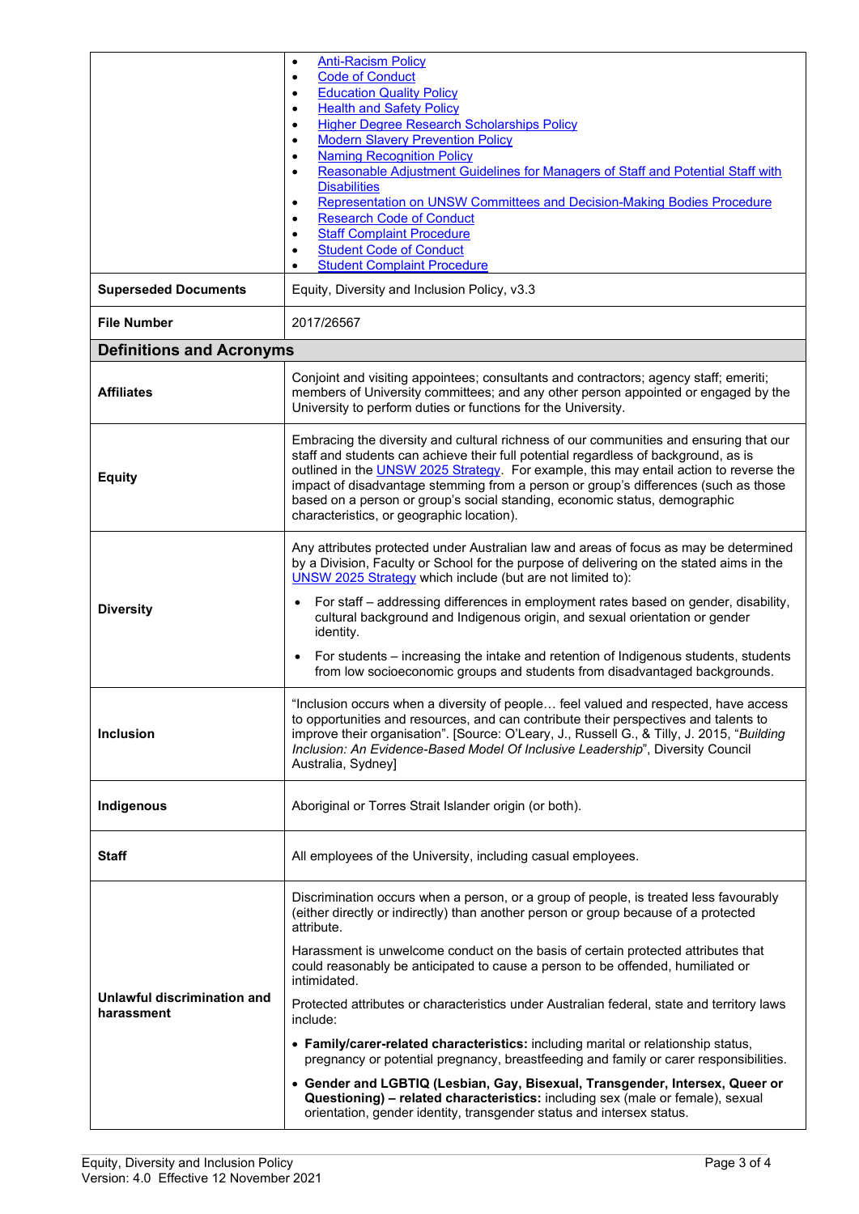| | |
|---|---|
| | • Anti-Racism Policy<br>• Code of Conduct<br>• Education Quality Policy<br>• Health and Safety Policy<br>• Higher Degree Research Scholarships Policy<br>• Modern Slavery Prevention Policy<br>• Naming Recognition Policy<br>• Reasonable Adjustment Guidelines for Managers of Staff and Potential Staff with Disabilities<br>• Representation on UNSW Committees and Decision-Making Bodies Procedure<br>• Research Code of Conduct<br>• Staff Complaint Procedure<br>• Student Code of Conduct<br>• Student Complaint Procedure |
| **Superseded Documents** | Equity, Diversity and Inclusion Policy, v3.3 |
| **File Number** | 2017/26567 |
| **Definitions and Acronyms** | |
| **Affiliates** | Conjoint and visiting appointees; consultants and contractors; agency staff; emeriti; members of University committees; and any other person appointed or engaged by the University to perform duties or functions for the University. |
| **Equity** | Embracing the diversity and cultural richness of our communities and ensuring that our staff and students can achieve their full potential regardless of background, as is outlined in the UNSW 2025 Strategy. For example, this may entail action to reverse the impact of disadvantage stemming from a person or group's differences (such as those based on a person or group's social standing, economic status, demographic characteristics, or geographic location). |
| **Diversity** | Any attributes protected under Australian law and areas of focus as may be determined by a Division, Faculty or School for the purpose of delivering on the stated aims in the UNSW 2025 Strategy which include (but are not limited to):<br>• For staff – addressing differences in employment rates based on gender, disability, cultural background and Indigenous origin, and sexual orientation or gender identity.<br>• For students – increasing the intake and retention of Indigenous students, students from low socioeconomic groups and students from disadvantaged backgrounds. |
| **Inclusion** | "Inclusion occurs when a diversity of people… feel valued and respected, have access to opportunities and resources, and can contribute their perspectives and talents to improve their organisation". [Source: O'Leary, J., Russell G., & Tilly, J. 2015, "*Building Inclusion: An Evidence-Based Model Of Inclusive Leadership*", Diversity Council Australia, Sydney] |
| **Indigenous** | Aboriginal or Torres Strait Islander origin (or both). |
| **Staff** | All employees of the University, including casual employees. |
| **Unlawful discrimination and harassment** | Discrimination occurs when a person, or a group of people, is treated less favourably (either directly or indirectly) than another person or group because of a protected attribute.<br>Harassment is unwelcome conduct on the basis of certain protected attributes that could reasonably be anticipated to cause a person to be offended, humiliated or intimidated.<br>Protected attributes or characteristics under Australian federal, state and territory laws include:<br>• **Family/carer-related characteristics:** including marital or relationship status, pregnancy or potential pregnancy, breastfeeding and family or carer responsibilities.<br>• **Gender and LGBTIQ (Lesbian, Gay, Bisexual, Transgender, Intersex, Queer or Questioning) – related characteristics:** including sex (male or female), sexual orientation, gender identity, transgender status and intersex status. |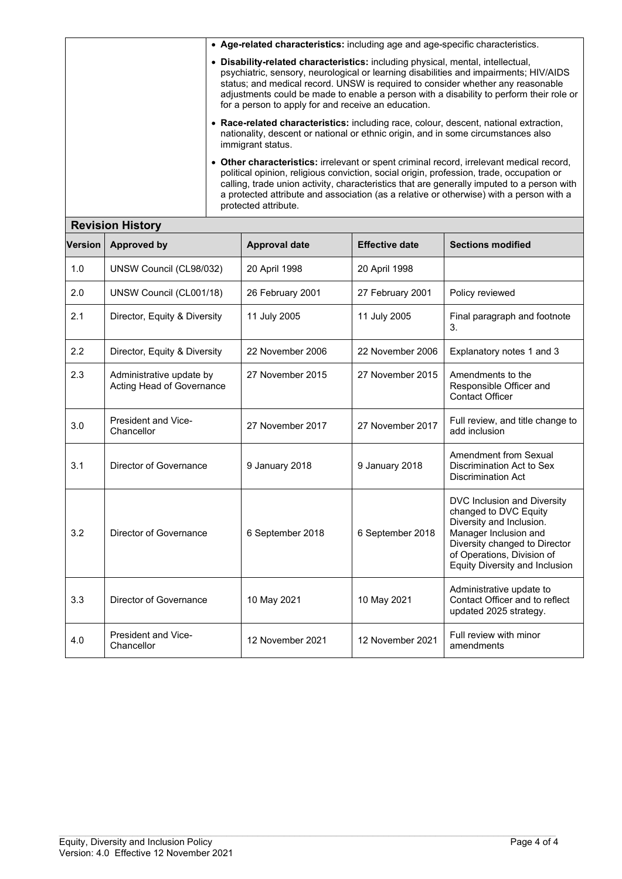- **Age-related characteristics:** including age and age-specific characteristics.
- **Disability-related characteristics:** including physical, mental, intellectual, psychiatric, sensory, neurological or learning disabilities and impairments; HIV/AIDS status; and medical record. UNSW is required to consider whether any reasonable adjustments could be made to enable a person with a disability to perform their role or for a person to apply for and receive an education.
- **Race-related characteristics:** including race, colour, descent, national extraction, nationality, descent or national or ethnic origin, and in some circumstances also immigrant status.
- **Other characteristics:** irrelevant or spent criminal record, irrelevant medical record, political opinion, religious conviction, social origin, profession, trade, occupation or calling, trade union activity, characteristics that are generally imputed to a person with a protected attribute and association (as a relative or otherwise) with a person with a protected attribute.

## Revision History

| Version | Approved by | Approval date | Effective date | Sections modified |
|---|---|---|---|---|
| 1.0 | UNSW Council (CL98/032) | 20 April 1998 | 20 April 1998 | |
| 2.0 | UNSW Council (CL001/18) | 26 February 2001 | 27 February 2001 | Policy reviewed |
| 2.1 | Director, Equity & Diversity | 11 July 2005 | 11 July 2005 | Final paragraph and footnote 3. |
| 2.2 | Director, Equity & Diversity | 22 November 2006 | 22 November 2006 | Explanatory notes 1 and 3 |
| 2.3 | Administrative update by Acting Head of Governance | 27 November 2015 | 27 November 2015 | Amendments to the Responsible Officer and Contact Officer |
| 3.0 | President and Vice-Chancellor | 27 November 2017 | 27 November 2017 | Full review, and title change to add inclusion |
| 3.1 | Director of Governance | 9 January 2018 | 9 January 2018 | Amendment from Sexual Discrimination Act to Sex Discrimination Act |
| 3.2 | Director of Governance | 6 September 2018 | 6 September 2018 | DVC Inclusion and Diversity changed to DVC Equity Diversity and Inclusion. Manager Inclusion and Diversity changed to Director of Operations, Division of Equity Diversity and Inclusion |
| 3.3 | Director of Governance | 10 May 2021 | 10 May 2021 | Administrative update to Contact Officer and to reflect updated 2025 strategy. |
| 4.0 | President and Vice-Chancellor | 12 November 2021 | 12 November 2021 | Full review with minor amendments |